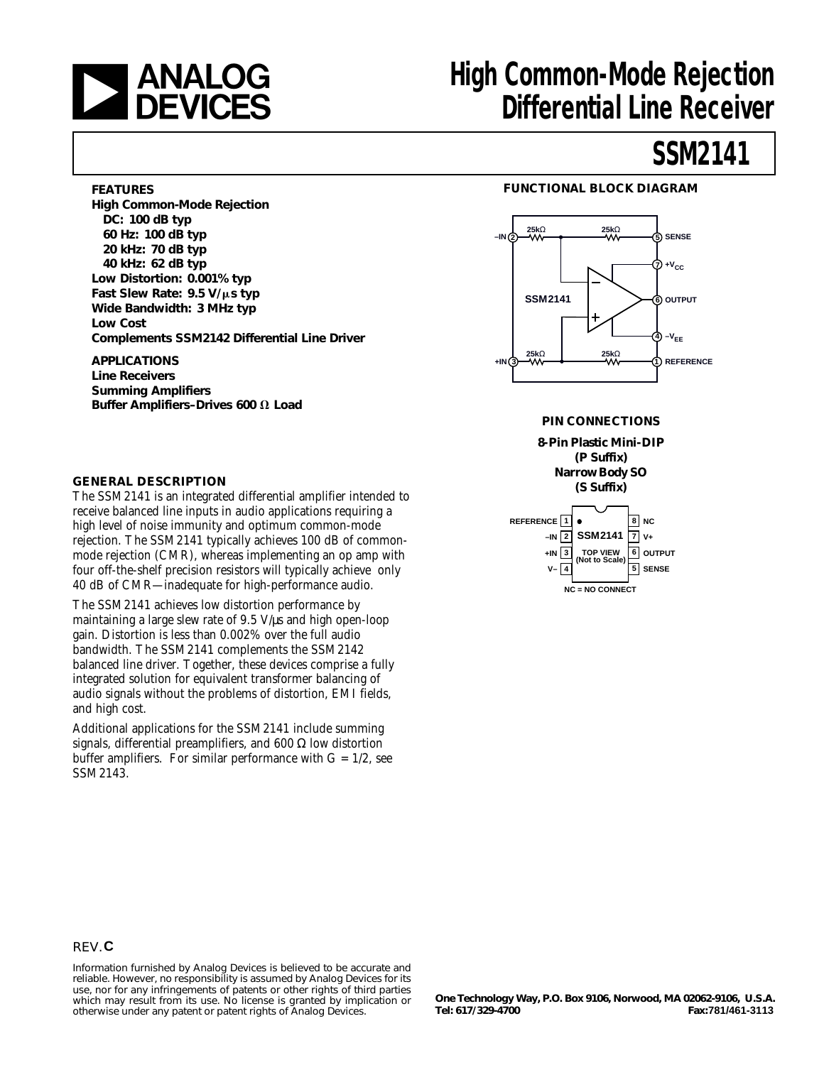# High Common-Mode Rejection Differential Line Receiver

# SSM2141

## FEATURES

**High Common-Mode Rejection**
- **DC: 100 dB typ**
- **60 Hz: 100 dB typ**
- **20 kHz: 70 dB typ**
- **40 kHz: 62 dB typ**

**Low Distortion: 0.001% typ**
**Fast Slew Rate: 9.5 V/μs typ**
**Wide Bandwidth: 3 MHz typ**
**Low Cost**
**Complements SSM2142 Differential Line Driver**

## APPLICATIONS

**Line Receivers**
**Summing Amplifiers**
**Buffer Amplifiers–Drives 600 Ω Load**

## FUNCTIONAL BLOCK DIAGRAM

–IN 2
25kΩ
25kΩ
5 SENSE
7 $+V_{CC}$
SSM2141
6 OUTPUT
4 $-V_{EE}$
+IN 3
25kΩ
25kΩ
1 REFERENCE

## PIN CONNECTIONS

**8-Pin Plastic Mini-DIP (P Suffix)**
**Narrow Body SO (S Suffix)**

REFERENCE 1
–IN 2
+IN 3
V– 4
8 NC
7 V+
6 OUTPUT
5 SENSE
SSM2141
TOP VIEW (Not to Scale)
NC = NO CONNECT

## GENERAL DESCRIPTION

The SSM2141 is an integrated differential amplifier intended to receive balanced line inputs in audio applications requiring a high level of noise immunity and optimum common-mode rejection. The SSM2141 typically achieves 100 dB of common-mode rejection (CMR), whereas implementing an op amp with four off-the-shelf precision resistors will typically achieve only 40 dB of CMR—inadequate for high-performance audio.

The SSM2141 achieves low distortion performance by maintaining a large slew rate of 9.5 V/μs and high open-loop gain. Distortion is less than 0.002% over the full audio bandwidth. The SSM2141 complements the SSM2142 balanced line driver. Together, these devices comprise a fully integrated solution for equivalent transformer balancing of audio signals without the problems of distortion, EMI fields, and high cost.

Additional applications for the SSM2141 include summing signals, differential preamplifiers, and 600 Ω low distortion buffer amplifiers. For similar performance with G = 1/2, see SSM2143.

REV. C

Information furnished by Analog Devices is believed to be accurate and reliable. However, no responsibility is assumed by Analog Devices for its use, nor for any infringements of patents or other rights of third parties which may result from its use. No license is granted by implication or otherwise under any patent or patent rights of Analog Devices.

One Technology Way, P.O. Box 9106, Norwood, MA 02062-9106, U.S.A.
Tel: 617/329-4700 Fax:781/461-3113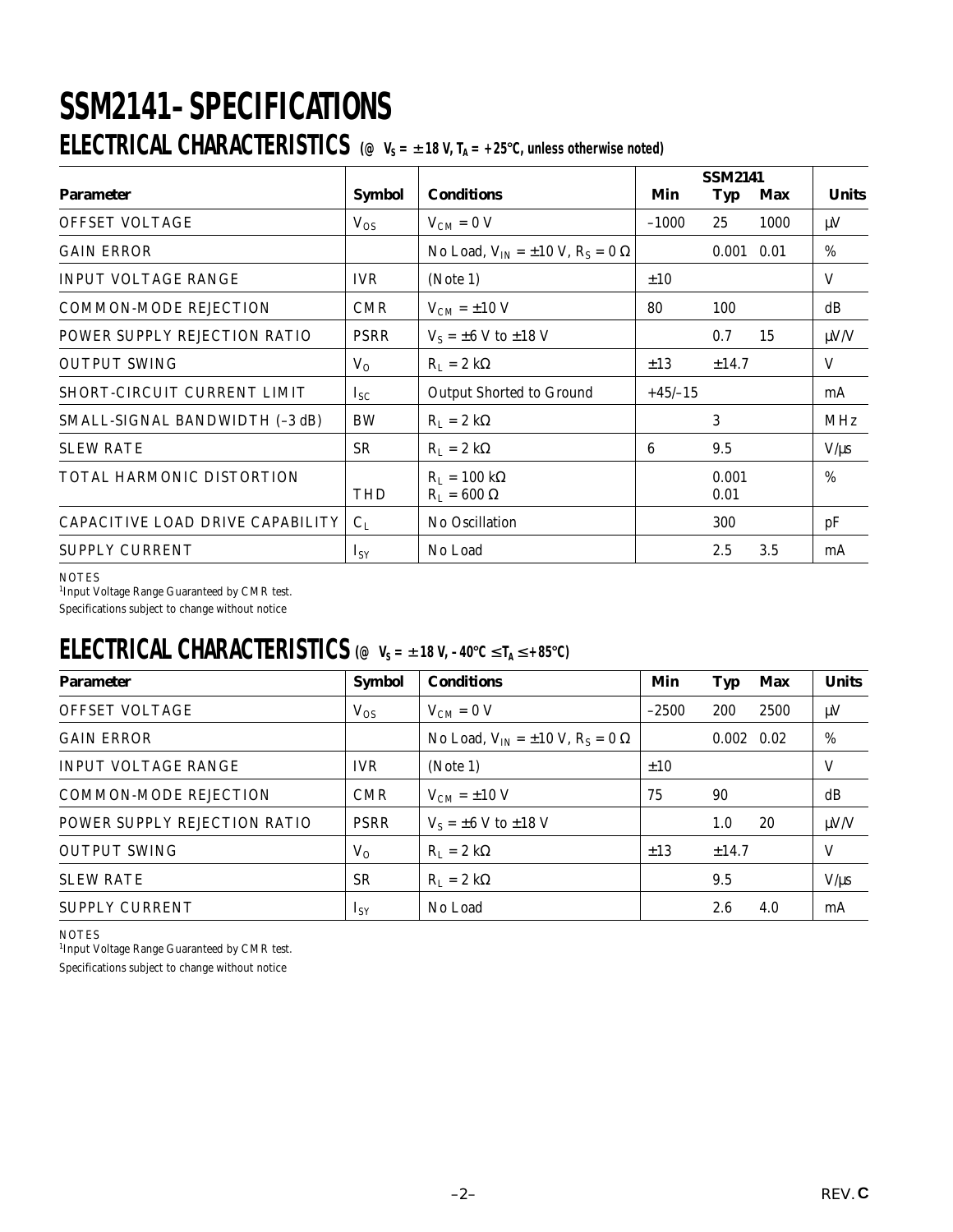# SSM2141–SPECIFICATIONS

## ELECTRICAL CHARACTERISTICS (@ $V_S$ = ±18 V, $T_A$ = +25°C, unless otherwise noted)

| Parameter | Symbol | Conditions | SSM2141 Min | SSM2141 Typ | SSM2141 Max | Units |
|---|---|---|---|---|---|---|
| OFFSET VOLTAGE | $V_{OS}$ | $V_{CM}$ = 0 V | –1000 | 25 | 1000 | µV |
| GAIN ERROR | | No Load, $V_{IN}$ = ±10 V, $R_S$ = 0 Ω | | 0.001 | 0.01 | % |
| INPUT VOLTAGE RANGE | IVR | (Note 1) | ±10 | | | V |
| COMMON-MODE REJECTION | CMR | $V_{CM}$ = ±10 V | 80 | 100 | | dB |
| POWER SUPPLY REJECTION RATIO | PSRR | $V_S$ = ±6 V to ±18 V | | 0.7 | 15 | µV/V |
| OUTPUT SWING | $V_O$ | $R_L$ = 2 kΩ | ±13 | ±14.7 | | V |
| SHORT-CIRCUIT CURRENT LIMIT | $I_{SC}$ | Output Shorted to Ground | +45/–15 | | | mA |
| SMALL-SIGNAL BANDWIDTH (–3 dB) | BW | $R_L$ = 2 kΩ | | 3 | | MHz |
| SLEW RATE | SR | $R_L$ = 2 kΩ | 6 | 9.5 | | V/µs |
| TOTAL HARMONIC DISTORTION | THD | $R_L$ = 100 kΩ<br>$R_L$ = 600 Ω | | 0.001<br>0.01 | | % |
| CAPACITIVE LOAD DRIVE CAPABILITY | $C_L$ | No Oscillation | | 300 | | pF |
| SUPPLY CURRENT | $I_{SY}$ | No Load | | 2.5 | 3.5 | mA |

NOTES
[1]Input Voltage Range Guaranteed by CMR test.
Specifications subject to change without notice

## ELECTRICAL CHARACTERISTICS (@ $V_S$ = ±18 V, –40°C ≤ $T_A$ ≤ +85°C)

| Parameter | Symbol | Conditions | Min | Typ | Max | Units |
|---|---|---|---|---|---|---|
| OFFSET VOLTAGE | $V_{OS}$ | $V_{CM}$ = 0 V | –2500 | 200 | 2500 | µV |
| GAIN ERROR | | No Load, $V_{IN}$ = ±10 V, $R_S$ = 0 Ω | | 0.002 | 0.02 | % |
| INPUT VOLTAGE RANGE | IVR | (Note 1) | ±10 | | | V |
| COMMON-MODE REJECTION | CMR | $V_{CM}$ = ±10 V | 75 | 90 | | dB |
| POWER SUPPLY REJECTION RATIO | PSRR | $V_S$ = ±6 V to ±18 V | | 1.0 | 20 | µV/V |
| OUTPUT SWING | $V_O$ | $R_L$ = 2 kΩ | ±13 | ±14.7 | | V |
| SLEW RATE | SR | $R_L$ = 2 kΩ | | 9.5 | | V/µs |
| SUPPLY CURRENT | $I_{SY}$ | No Load | | 2.6 | 4.0 | mA |

NOTES
[1]Input Voltage Range Guaranteed by CMR test.
Specifications subject to change without notice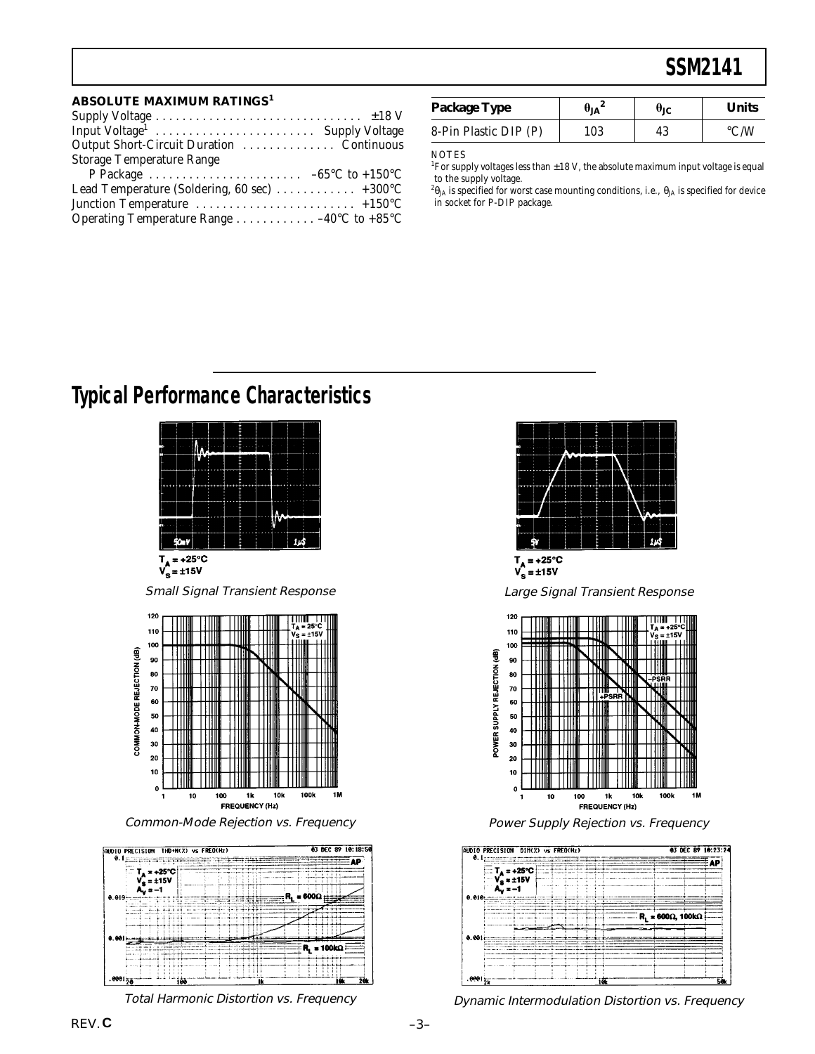## ABSOLUTE MAXIMUM RATINGS[1]

Supply Voltage . . . . . . . . . . . . . . . . . . . . . . . . . . . . . . ±18 V
Input Voltage[1] . . . . . . . . . . . . . . . . . . . . . . . Supply Voltage
Output Short-Circuit Duration . . . . . . . . . . . . . . Continuous
Storage Temperature Range
P Package . . . . . . . . . . . . . . . . . . . . . . . –65°C to +150°C
Lead Temperature (Soldering, 60 sec) . . . . . . . . . . . . +300°C
Junction Temperature . . . . . . . . . . . . . . . . . . . . . . . . +150°C
Operating Temperature Range . . . . . . . . . . . . –40°C to +85°C

| Package Type | $\theta_{JA}$[2] | $\theta_{JC}$ | Units |
|---|---|---|---|
| 8-Pin Plastic DIP (P) | 103 | 43 | °C/W |

NOTES

[1]For supply voltages less than ±18 V, the absolute maximum input voltage is equal to the supply voltage.

[2]$\theta_{JA}$ is specified for worst case mounting conditions, i.e., $\theta_{JA}$ is specified for device in socket for P-DIP package.

# Typical Performance Characteristics

50mV
1µS
$T_A$ = +25°C
$V_S$ = ±15V

Small Signal Transient Response

5V
1µS
$T_A$ = +25°C
$V_S$ = ±15V

Large Signal Transient Response

COMMON-MODE REJECTION (dB)
120
110
100
90
80
70
60
50
40
30
20
10
0
1
10
100
1k
10k
100k
1M
FREQUENCY (Hz)
$T_A$ = 25°C
$V_S$ = ±15V

Common-Mode Rejection vs. Frequency

POWER SUPPLY REJECTION (dB)
120
110
100
90
80
70
60
50
40
30
20
10
0
1
10
100
1k
10k
100k
1M
FREQUENCY (Hz)
$T_A$ = +25°C
$V_S$ = ±15V
–PSRR
+PSRR

Power Supply Rejection vs. Frequency

AUDIO PRECISION THD+N(%) vs FREQ(Hz)
03 DEC 89 10:18:50
AP
0.1
0.010
0.001
.0001
20
100
1k
10k
20k
$T_A$ = +25°C
$V_S$ = ±15V
$A_V$ = –1
$R_L$ = 600Ω
$R_L$ = 100kΩ

Total Harmonic Distortion vs. Frequency

AUDIO PRECISION DIM(%) vs FREQ(Hz)
03 DEC 89 10:23:24
AP
0.1
0.010
0.001
.0001
2k
10k
50k
$T_A$ = +25°C
$V_S$ = ±15V
$A_V$ = –1
$R_L$ = 600Ω, 100kΩ

Dynamic Intermodulation Distortion vs. Frequency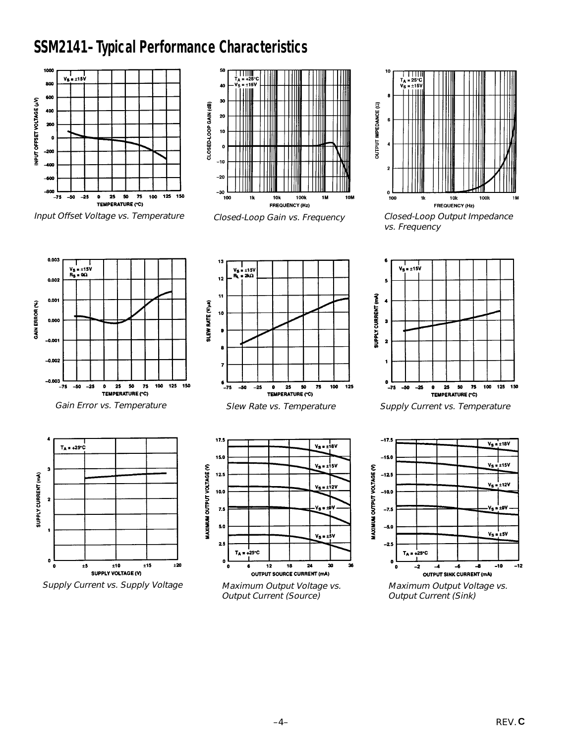# SSM2141–Typical Performance Characteristics

VS = ±15V

INPUT OFFSET VOLTAGE (µV)

1000
800
600
400
200
0
–200
–400
–600
–800

–75 –50 –25 0 25 50 75 100 125 150

TEMPERATURE (°C)

*Input Offset Voltage vs. Temperature*

TA = +25°C
VS = ±15V

CLOSED-LOOP GAIN (dB)

50
40
30
20
10
0
–10
–20
–30

100 1k 10k 100k 1M 10M

FREQUENCY (Hz)

*Closed-Loop Gain vs. Frequency*

TA = 25°C
VS = ±15V

OUTPUT IMPEDANCE (Ω)

10
8
6
4
2
0

100 1k 10k 100k 1M

FREQUENCY (Hz)

*Closed-Loop Output Impedance vs. Frequency*

VS = ±15V
RS = 0Ω

GAIN ERROR (%)

0.003
0.002
0.001
0.000
–0.001
–0.002
–0.003

–75 –50 –25 0 25 50 75 100 125 150

TEMPERATURE (°C)

*Gain Error vs. Temperature*

VS = ±15V
RL = 2kΩ

SLEW RATE (V/µs)

13
12
11
10
9
8
7
6

–75 –50 –25 0 25 50 75 100 125

TEMPERATURE (°C)

*Slew Rate vs. Temperature*

VS = ±15V

SUPPLY CURRENT (mA)

6
5
4
3
2
1
0

–75 –50 –25 0 25 50 75 100 125 150

TEMPERATURE (°C)

*Supply Current vs. Temperature*

TA = +25°C

SUPPLY CURRENT (mA)

4
3
2
1
0

0 ±5 ±10 ±15 ±20

SUPPLY VOLTAGE (V)

*Supply Current vs. Supply Voltage*

VS = ±18V
VS = ±15V
VS = ±12V
VS = ±9V
VS = ±5V
TA = +25°C

MAXIMUM OUTPUT VOLTAGE (V)

17.5
15.0
12.5
10.0
7.5
5.0
2.5
0

0 6 12 18 24 30 36

OUTPUT SOURCE CURRENT (mA)

*Maximum Output Voltage vs. Output Current (Source)*

VS = ±18V
VS = ±15V
VS = ±12V
VS = ±9V
VS = ±5V
TA = +25°C

MAXIMUM OUTPUT VOLTAGE (V)

–17.5
–15.0
–12.5
–10.0
–7.5
–5.0
–2.5
0

0 –2 –4 –6 –8 –10 –12

OUTPUT SINK CURRENT (mA)

*Maximum Output Voltage vs. Output Current (Sink)*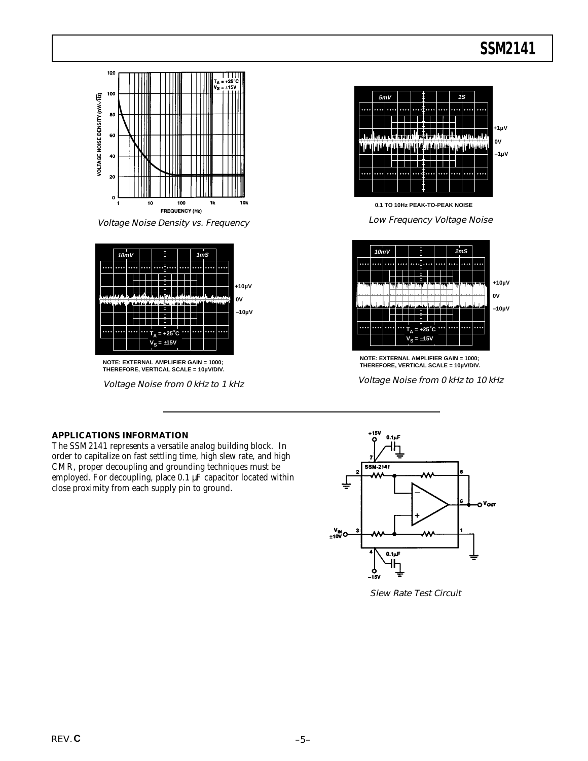120

100

80

60

40

20

0

VOLTAGE NOISE DENSITY (nV/√Hz)

1 10 100 1k 10k

FREQUENCY (Hz)

$T_A$ = +25°C
$V_S$ = ±15V

*Voltage Noise Density vs. Frequency*

5mV 1S

+1μV
0V
–1μV

0.1 TO 10Hz PEAK-TO-PEAK NOISE

*Low Frequency Voltage Noise*

10mV 1mS

+10μV
0V
–10μV

$T_A$ = +25°C
$V_S$ = ±15V

NOTE: EXTERNAL AMPLIFIER GAIN = 1000;
THEREFORE, VERTICAL SCALE = 10μV/DIV.

*Voltage Noise from 0 kHz to 1 kHz*

10mV 2mS

+10μV
0V
–10μV

$T_A$ = +25°C
$V_S$ = ±15V

NOTE: EXTERNAL AMPLIFIER GAIN = 1000;
THEREFORE, VERTICAL SCALE = 10μV/DIV.

*Voltage Noise from 0 kHz to 10 kHz*

## APPLICATIONS INFORMATION

The SSM2141 represents a versatile analog building block. In order to capitalize on fast settling time, high slew rate, and high CMR, proper decoupling and grounding techniques must be employed. For decoupling, place 0.1 μF capacitor located within close proximity from each supply pin to ground.

+15V
0.1μF
7
SSM-2141
2
5
6
$V_{OUT}$
$V_{IN}$
±10V
3
1
4
0.1μF
–15V

*Slew Rate Test Circuit*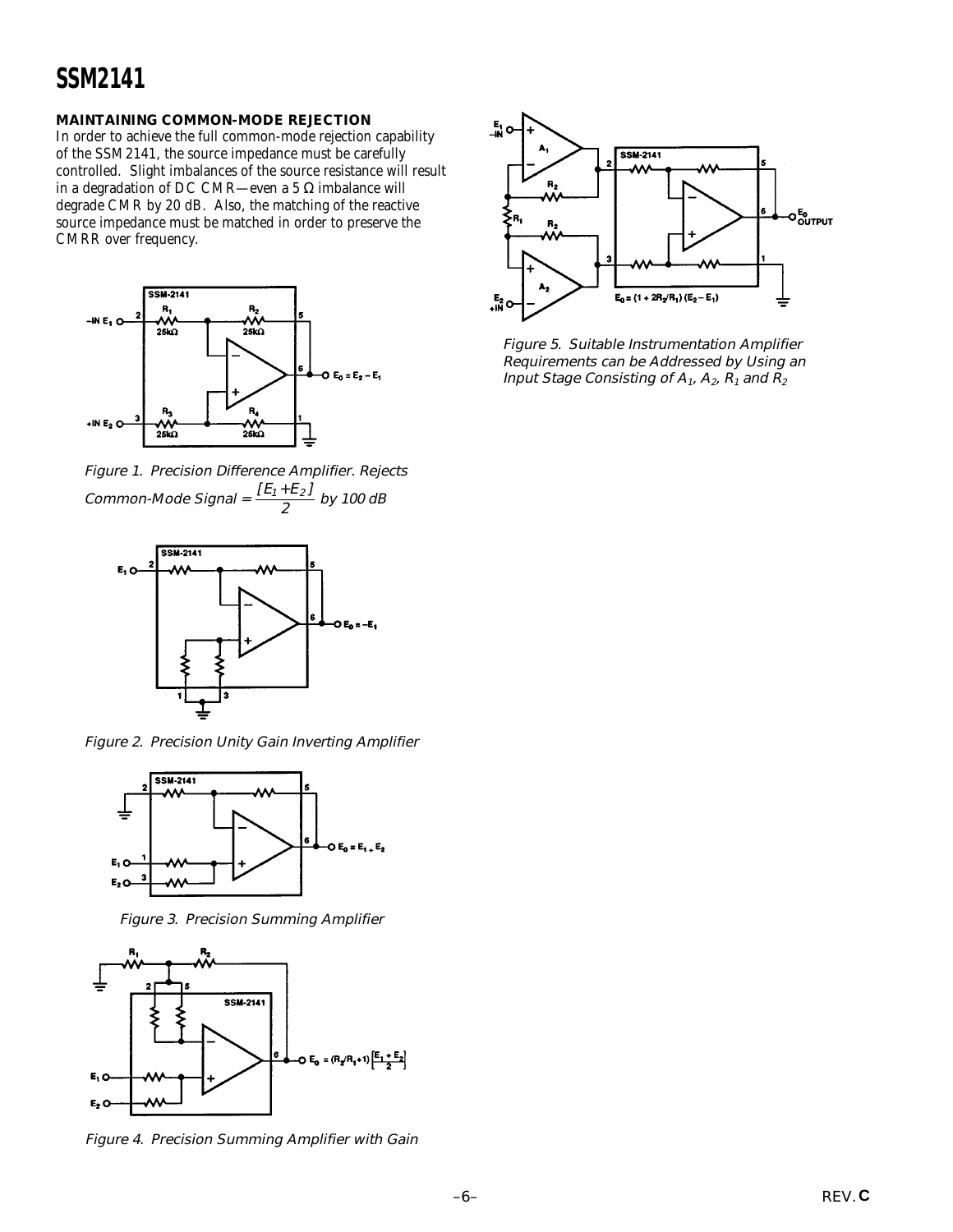## MAINTAINING COMMON-MODE REJECTION

In order to achieve the full common-mode rejection capability of the SSM2141, the source impedance must be carefully controlled. Slight imbalances of the source resistance will result in a degradation of DC CMR—even a 5 Ω imbalance will degrade CMR by 20 dB. Also, the matching of the reactive source impedance must be matched in order to preserve the CMRR over frequency.

*Figure 1. Precision Difference Amplifier. Rejects Common-Mode Signal = $\frac{[E_1+E_2]}{2}$ by 100 dB*

*Figure 2. Precision Unity Gain Inverting Amplifier*

*Figure 3. Precision Summing Amplifier*

*Figure 4. Precision Summing Amplifier with Gain*

*Figure 5. Suitable Instrumentation Amplifier Requirements can be Addressed by Using an Input Stage Consisting of $A_1$, $A_2$, $R_1$ and $R_2$*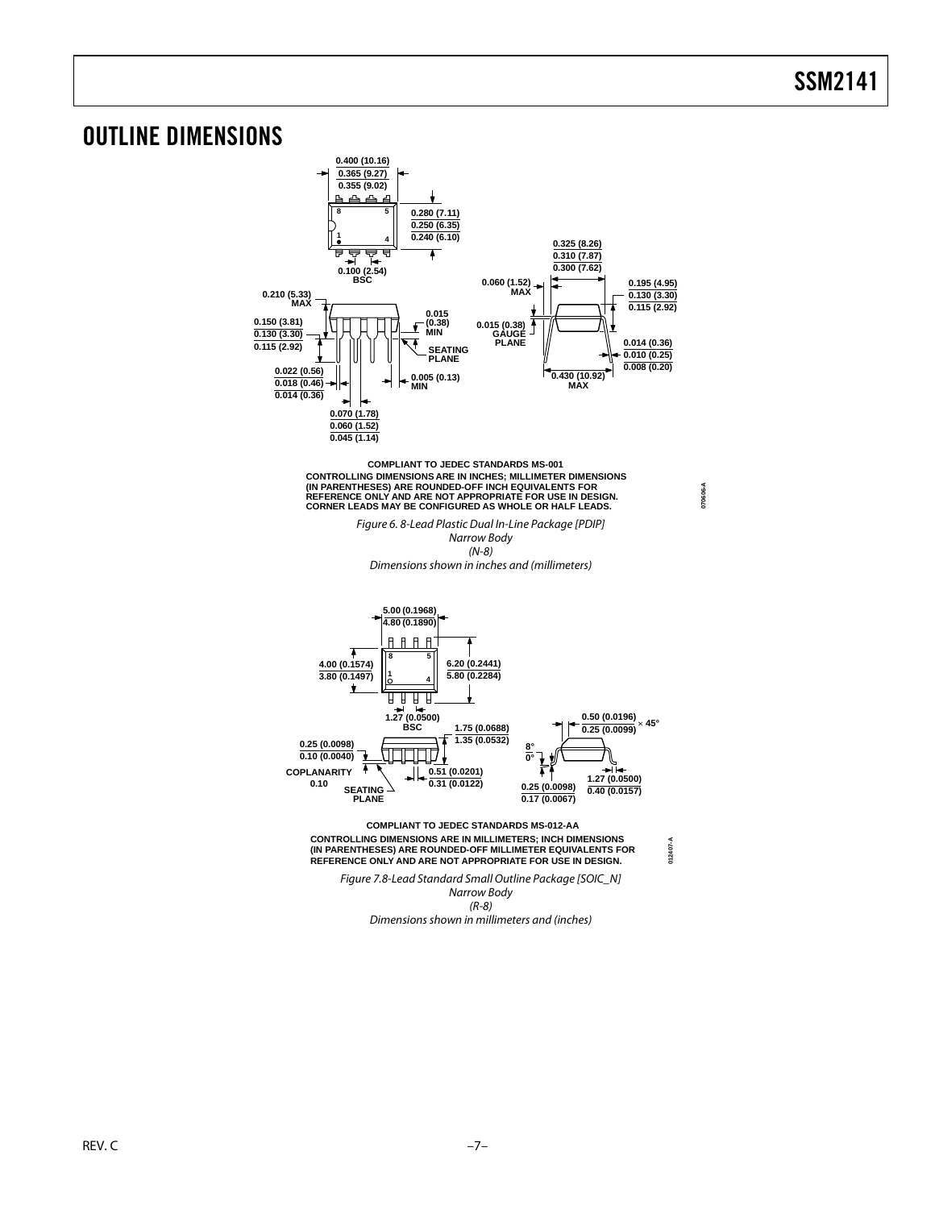## OUTLINE DIMENSIONS

0.400 (10.16)
0.365 (9.27)
0.355 (9.02)

8
5
1
4

0.280 (7.11)
0.250 (6.35)
0.240 (6.10)

0.100 (2.54)
BSC

0.325 (8.26)
0.310 (7.87)
0.300 (7.62)

0.060 (1.52)
MAX

0.195 (4.95)
0.130 (3.30)
0.115 (2.92)

0.210 (5.33)
MAX

0.015
(0.38)
MIN

0.150 (3.81)
0.130 (3.30)
0.115 (2.92)

SEATING
PLANE

0.015 (0.38)
GAUGE
PLANE

0.014 (0.36)
0.010 (0.25)
0.008 (0.20)

0.022 (0.56)
0.018 (0.46)
0.014 (0.36)

0.005 (0.13)
MIN

0.430 (10.92)
MAX

0.070 (1.78)
0.060 (1.52)
0.045 (1.14)

COMPLIANT TO JEDEC STANDARDS MS-001
CONTROLLING DIMENSIONS ARE IN INCHES; MILLIMETER DIMENSIONS (IN PARENTHESES) ARE ROUNDED-OFF INCH EQUIVALENTS FOR REFERENCE ONLY AND ARE NOT APPROPRIATE FOR USE IN DESIGN.
CORNER LEADS MAY BE CONFIGURED AS WHOLE OR HALF LEADS.

070606-A

*Figure 6. 8-Lead Plastic Dual In-Line Package [PDIP]*
*Narrow Body*
*(N-8)*
*Dimensions shown in inches and (millimeters)*

5.00 (0.1968)
4.80 (0.1890)

8
5
1
4

4.00 (0.1574)
3.80 (0.1497)

6.20 (0.2441)
5.80 (0.2284)

1.27 (0.0500)
BSC

0.50 (0.0196)
0.25 (0.0099) × 45°

1.75 (0.0688)
1.35 (0.0532)

0.25 (0.0098)
0.10 (0.0040)

8°
0°

COPLANARITY
0.10

SEATING
PLANE

0.51 (0.0201)
0.31 (0.0122)

0.25 (0.0098)
0.17 (0.0067)

1.27 (0.0500)
0.40 (0.0157)

COMPLIANT TO JEDEC STANDARDS MS-012-AA
CONTROLLING DIMENSIONS ARE IN MILLIMETERS; INCH DIMENSIONS (IN PARENTHESES) ARE ROUNDED-OFF MILLIMETER EQUIVALENTS FOR REFERENCE ONLY AND ARE NOT APPROPRIATE FOR USE IN DESIGN.

012407-A

*Figure 7.8-Lead Standard Small Outline Package [SOIC_N]*
*Narrow Body*
*(R-8)*
*Dimensions shown in millimeters and (inches)*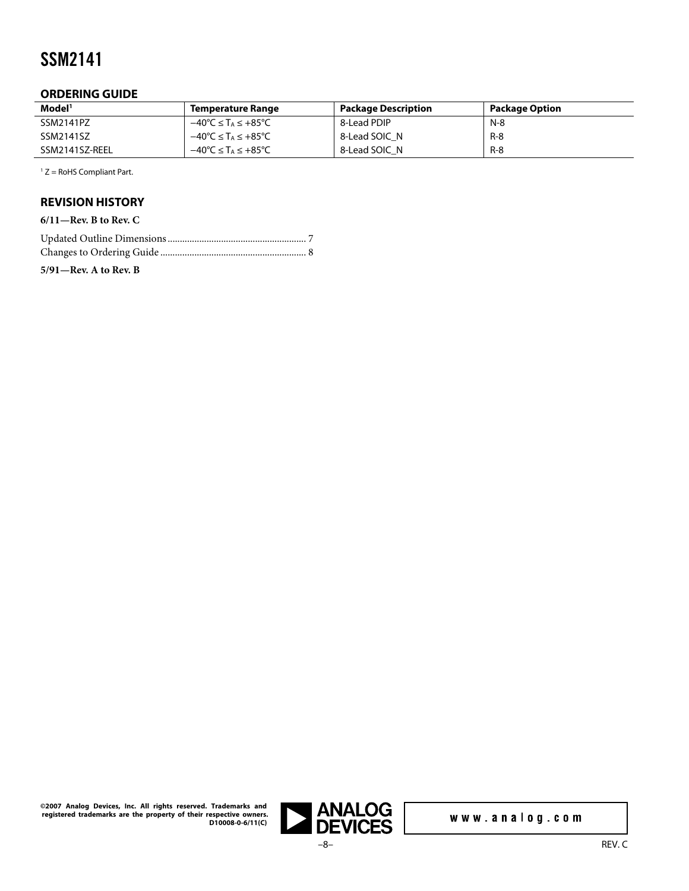## ORDERING GUIDE

| Model[1] | Temperature Range | Package Description | Package Option |
|---|---|---|---|
| SSM2141PZ | $-40°C \leq T_A \leq +85°C$ | 8-Lead PDIP | N-8 |
| SSM2141SZ | $-40°C \leq T_A \leq +85°C$ | 8-Lead SOIC_N | R-8 |
| SSM2141SZ-REEL | $-40°C \leq T_A \leq +85°C$ | 8-Lead SOIC_N | R-8 |

[1] Z = RoHS Compliant Part.

## REVISION HISTORY

**6/11—Rev. B to Rev. C**

Updated Outline Dimensions ........................................................ 7
Changes to Ordering Guide ........................................................... 8

**5/91—Rev. A to Rev. B**

©2007 Analog Devices, Inc. All rights reserved. Trademarks and registered trademarks are the property of their respective owners.
D10008-0-6/11(C)

www.analog.com